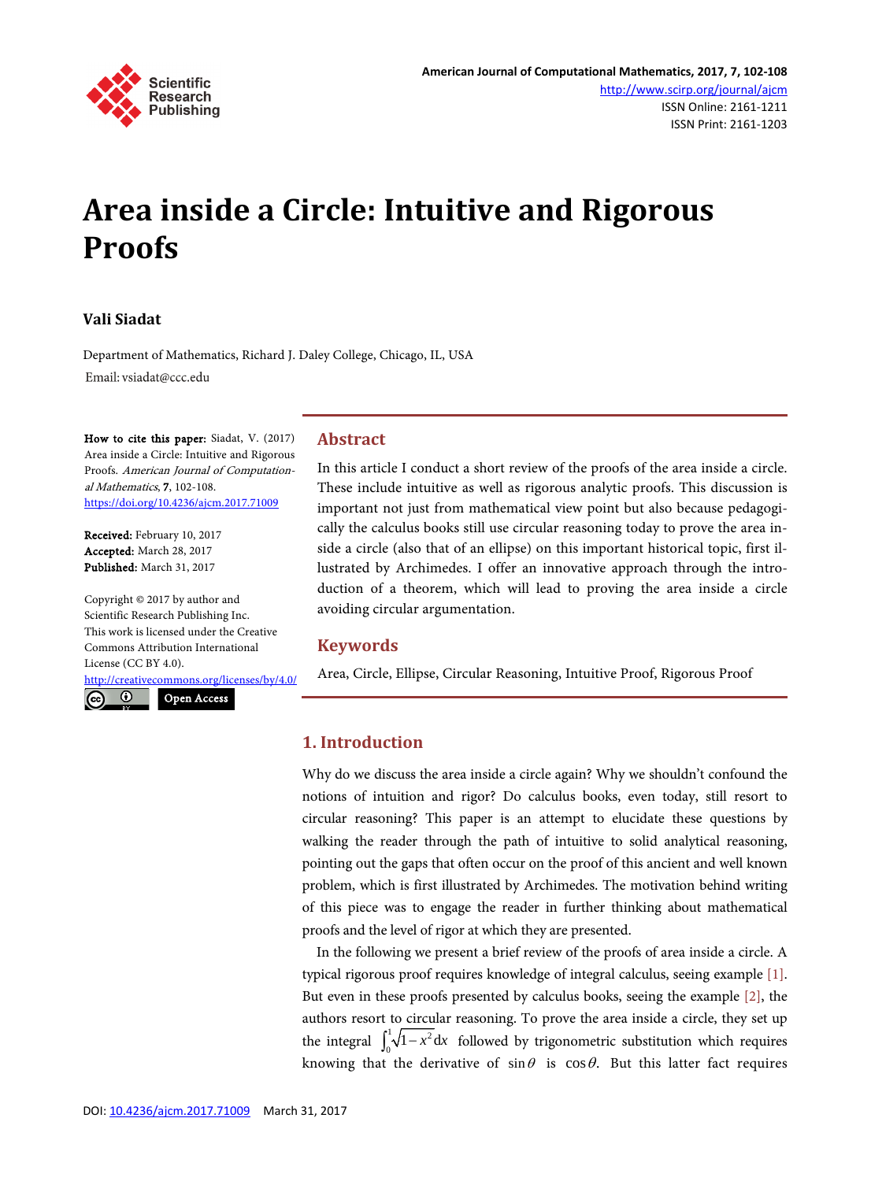# Area inside a Circle: Intuitive and Rigorous Proofs

**Vali Siadat**

Department of Mathematics, Richard J. Daley College, Chicago, IL, USA
Email: vsiadat@ccc.edu

**How to cite this paper:** Siadat, V. (2017) Area inside a Circle: Intuitive and Rigorous Proofs. *American Journal of Computational Mathematics*, **7**, 102-108.
https://doi.org/10.4236/ajcm.2017.71009

**Received:** February 10, 2017
**Accepted:** March 28, 2017
**Published:** March 31, 2017

Copyright © 2017 by author and Scientific Research Publishing Inc.
This work is licensed under the Creative Commons Attribution International License (CC BY 4.0).
http://creativecommons.org/licenses/by/4.0/
Open Access

## Abstract

In this article I conduct a short review of the proofs of the area inside a circle. These include intuitive as well as rigorous analytic proofs. This discussion is important not just from mathematical view point but also because pedagogically the calculus books still use circular reasoning today to prove the area inside a circle (also that of an ellipse) on this important historical topic, first illustrated by Archimedes. I offer an innovative approach through the introduction of a theorem, which will lead to proving the area inside a circle avoiding circular argumentation.

## Keywords

Area, Circle, Ellipse, Circular Reasoning, Intuitive Proof, Rigorous Proof

## 1. Introduction

Why do we discuss the area inside a circle again? Why we shouldn't confound the notions of intuition and rigor? Do calculus books, even today, still resort to circular reasoning? This paper is an attempt to elucidate these questions by walking the reader through the path of intuitive to solid analytical reasoning, pointing out the gaps that often occur on the proof of this ancient and well known problem, which is first illustrated by Archimedes. The motivation behind writing of this piece was to engage the reader in further thinking about mathematical proofs and the level of rigor at which they are presented.

In the following we present a brief review of the proofs of area inside a circle. A typical rigorous proof requires knowledge of integral calculus, seeing example [1]. But even in these proofs presented by calculus books, seeing the example [2], the authors resort to circular reasoning. To prove the area inside a circle, they set up the integral $\int_0^1 \sqrt{1-x^2}\,dx$ followed by trigonometric substitution which requires knowing that the derivative of $\sin\theta$ is $\cos\theta$. But this latter fact requires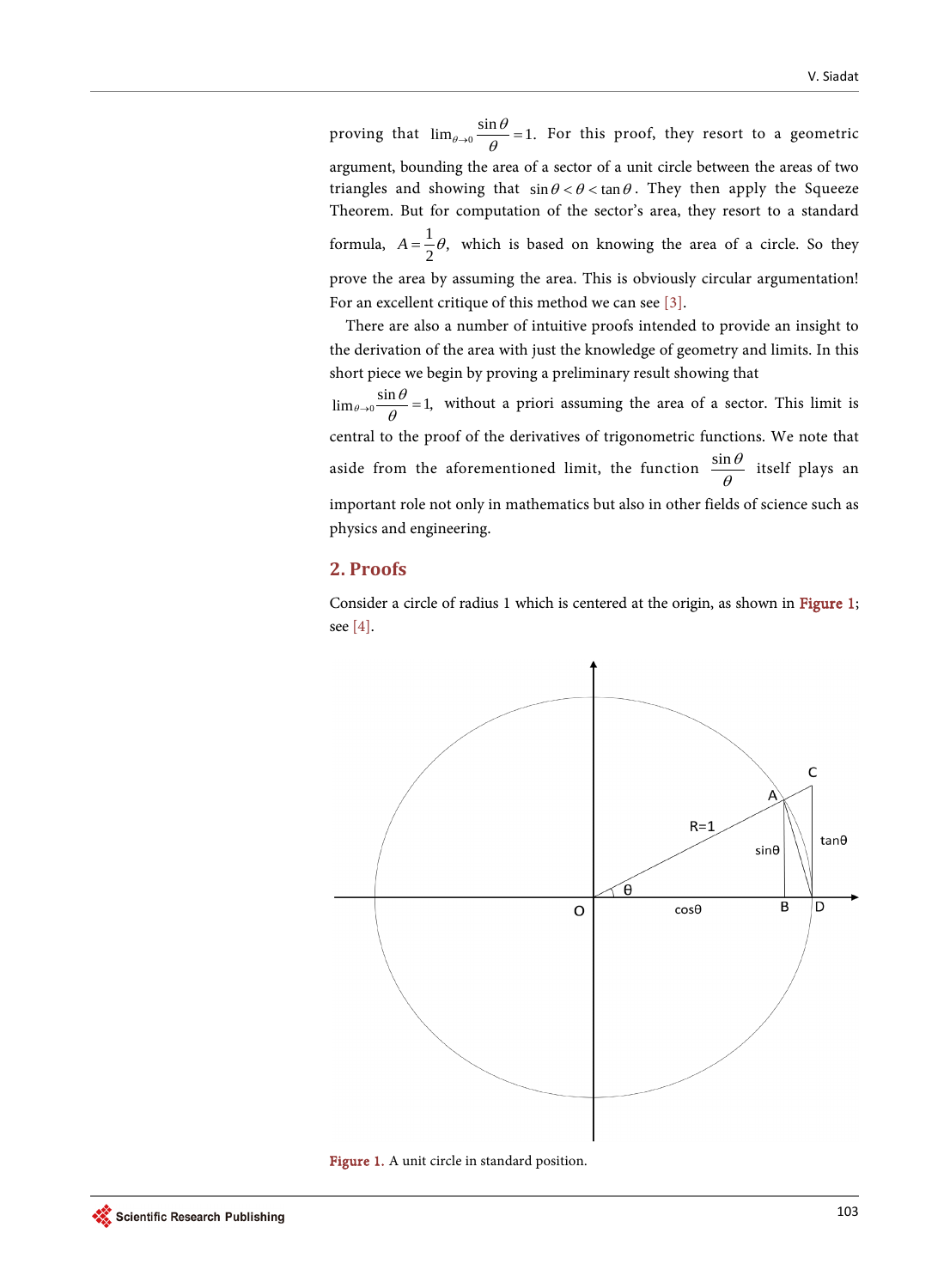proving that $\lim_{\theta \to 0} \frac{\sin\theta}{\theta} = 1$. For this proof, they resort to a geometric argument, bounding the area of a sector of a unit circle between the areas of two triangles and showing that $\sin\theta < \theta < \tan\theta$. They then apply the Squeeze Theorem. But for computation of the sector's area, they resort to a standard formula, $A = \frac{1}{2}\theta$, which is based on knowing the area of a circle. So they prove the area by assuming the area. This is obviously circular argumentation! For an excellent critique of this method we can see [3].

There are also a number of intuitive proofs intended to provide an insight to the derivation of the area with just the knowledge of geometry and limits. In this short piece we begin by proving a preliminary result showing that $\lim_{\theta \to 0} \frac{\sin\theta}{\theta} = 1$, without a priori assuming the area of a sector. This limit is central to the proof of the derivatives of trigonometric functions. We note that aside from the aforementioned limit, the function $\frac{\sin\theta}{\theta}$ itself plays an important role not only in mathematics but also in other fields of science such as physics and engineering.

## 2. Proofs

Consider a circle of radius 1 which is centered at the origin, as shown in Figure 1; see [4].

**Figure 1.** A unit circle in standard position.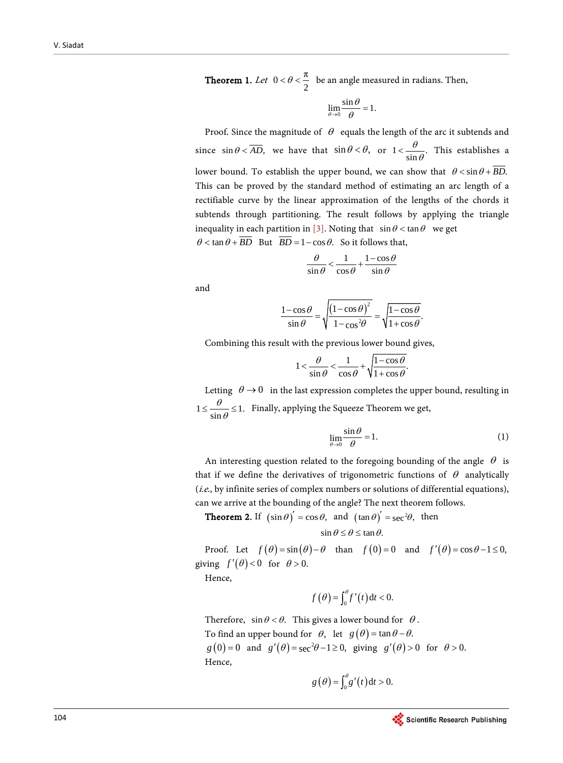**Theorem 1.** *Let* $0 < \theta < \frac{\pi}{2}$ be an angle measured in radians. Then,

$$\lim_{\theta \to 0} \frac{\sin\theta}{\theta} = 1.$$

Proof. Since the magnitude of $\theta$ equals the length of the arc it subtends and since $\sin\theta < \overline{AD}$, we have that $\sin\theta < \theta$, or $1 < \frac{\theta}{\sin\theta}$. This establishes a lower bound. To establish the upper bound, we can show that $\theta < \sin\theta + \overline{BD}$. This can be proved by the standard method of estimating an arc length of a rectifiable curve by the linear approximation of the lengths of the chords it subtends through partitioning. The result follows by applying the triangle inequality in each partition in [3]. Noting that $\sin\theta < \tan\theta$ we get $\theta < \tan\theta + \overline{BD}$ But $\overline{BD} = 1 - \cos\theta$. So it follows that,

$$\frac{\theta}{\sin\theta} < \frac{1}{\cos\theta} + \frac{1-\cos\theta}{\sin\theta}$$

and

$$\frac{1-\cos\theta}{\sin\theta} = \sqrt{\frac{(1-\cos\theta)^2}{1-\cos^2\theta}} = \sqrt{\frac{1-\cos\theta}{1+\cos\theta}}.$$

Combining this result with the previous lower bound gives,

$$1 < \frac{\theta}{\sin\theta} < \frac{1}{\cos\theta} + \sqrt{\frac{1-\cos\theta}{1+\cos\theta}}.$$

Letting $\theta \to 0$ in the last expression completes the upper bound, resulting in $1 \le \frac{\theta}{\sin\theta} \le 1$. Finally, applying the Squeeze Theorem we get,

$$\lim_{\theta \to 0} \frac{\sin\theta}{\theta} = 1. \tag{1}$$

An interesting question related to the foregoing bounding of the angle $\theta$ is that if we define the derivatives of trigonometric functions of $\theta$ analytically (*i.e.*, by infinite series of complex numbers or solutions of differential equations), can we arrive at the bounding of the angle? The next theorem follows.

**Theorem 2.** If $(\sin\theta)' = \cos\theta$, and $(\tan\theta)' = \sec^2\theta$, then

$$\sin\theta \le \theta \le \tan\theta.$$

Proof. Let $f(\theta) = \sin(\theta) - \theta$ than $f(0) = 0$ and $f'(\theta) = \cos\theta - 1 \le 0$, giving $f'(\theta) < 0$ for $\theta > 0$.

Hence,

$$f(\theta) = \int_0^\theta f'(t)\,\mathrm{d}t < 0.$$

Therefore, $\sin\theta < \theta$. This gives a lower bound for $\theta$.

To find an upper bound for $\theta$, let $g(\theta) = \tan\theta - \theta$.

$g(0) = 0$ and $g'(\theta) = \sec^2\theta - 1 \ge 0$, giving $g'(\theta) > 0$ for $\theta > 0$.

Hence,

$$g(\theta) = \int_0^\theta g'(t)\,\mathrm{d}t > 0.$$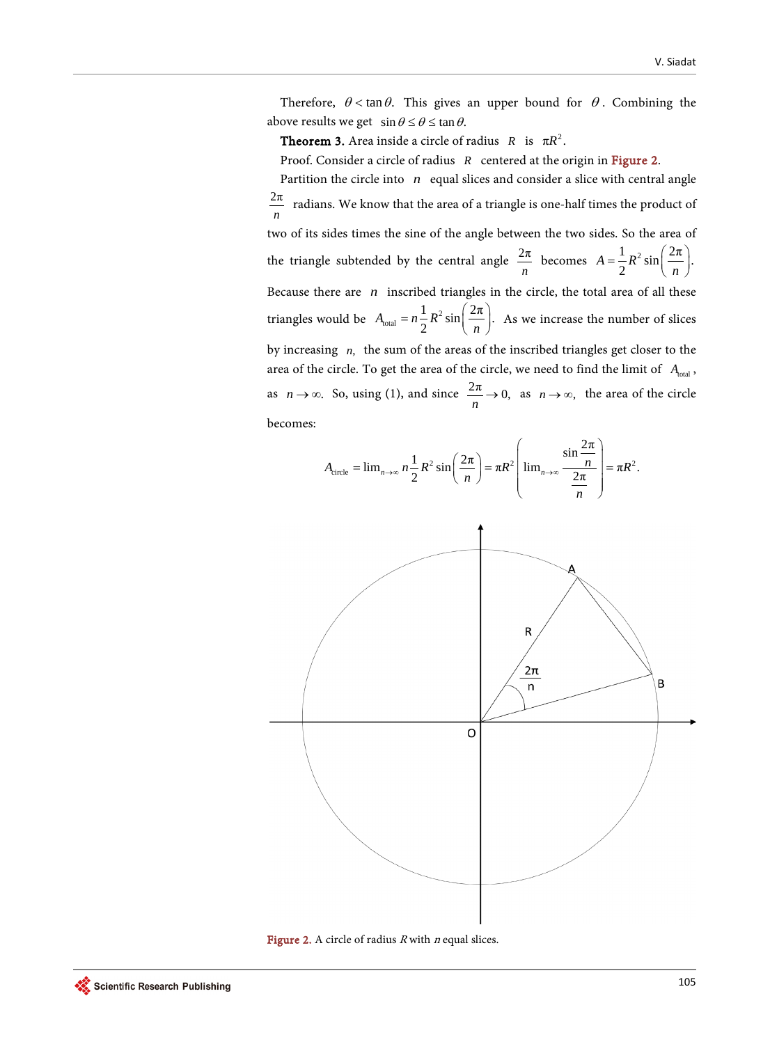Therefore, $\theta < \tan\theta$. This gives an upper bound for $\theta$. Combining the above results we get $\sin\theta \le \theta \le \tan\theta$.

**Theorem 3.** Area inside a circle of radius $R$ is $\pi R^2$.

Proof. Consider a circle of radius $R$ centered at the origin in Figure 2.

Partition the circle into $n$ equal slices and consider a slice with central angle $\frac{2\pi}{n}$ radians. We know that the area of a triangle is one-half times the product of two of its sides times the sine of the angle between the two sides. So the area of the triangle subtended by the central angle $\frac{2\pi}{n}$ becomes $A = \frac{1}{2}R^2 \sin\left(\frac{2\pi}{n}\right)$. Because there are $n$ inscribed triangles in the circle, the total area of all these triangles would be $A_{\text{total}} = n\frac{1}{2}R^2 \sin\left(\frac{2\pi}{n}\right)$. As we increase the number of slices by increasing $n$, the sum of the areas of the inscribed triangles get closer to the area of the circle. To get the area of the circle, we need to find the limit of $A_{\text{total}}$, as $n \to \infty$. So, using (1), and since $\frac{2\pi}{n} \to 0$, as $n \to \infty$, the area of the circle becomes:

$$A_{\text{circle}} = \lim_{n\to\infty} n\frac{1}{2}R^2 \sin\left(\frac{2\pi}{n}\right) = \pi R^2 \left( \lim_{n\to\infty} \frac{\sin\frac{2\pi}{n}}{\frac{2\pi}{n}} \right) = \pi R^2.$$

Figure 2. A circle of radius $R$ with $n$ equal slices.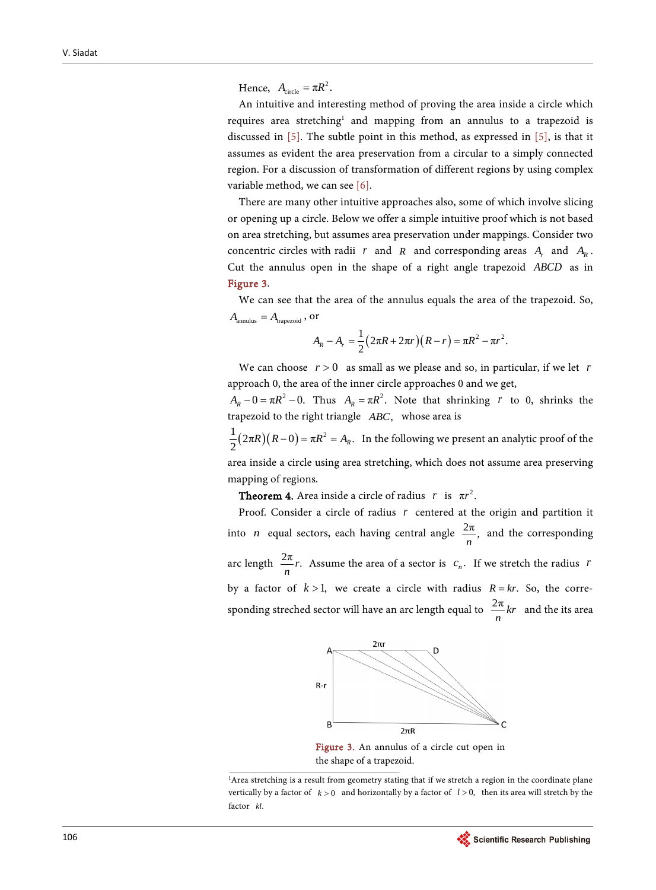Hence, $A_{\text{circle}} = \pi R^2$.

An intuitive and interesting method of proving the area inside a circle which requires area stretching[1] and mapping from an annulus to a trapezoid is discussed in [5]. The subtle point in this method, as expressed in [5], is that it assumes as evident the area preservation from a circular to a simply connected region. For a discussion of transformation of different regions by using complex variable method, we can see [6].

There are many other intuitive approaches also, some of which involve slicing or opening up a circle. Below we offer a simple intuitive proof which is not based on area stretching, but assumes area preservation under mappings. Consider two concentric circles with radii $r$ and $R$ and corresponding areas $A_r$ and $A_R$. Cut the annulus open in the shape of a right angle trapezoid $ABCD$ as in Figure 3.

We can see that the area of the annulus equals the area of the trapezoid. So, $A_{\text{annulus}} = A_{\text{trapezoid}}$, or

$$A_R - A_r = \frac{1}{2}(2\pi R + 2\pi r)(R - r) = \pi R^2 - \pi r^2.$$

We can choose $r > 0$ as small as we please and so, in particular, if we let $r$ approach 0, the area of the inner circle approaches 0 and we get, $A_R - 0 = \pi R^2 - 0$. Thus $A_R = \pi R^2$. Note that shrinking $r$ to 0, shrinks the trapezoid to the right triangle $ABC$, whose area is $\frac{1}{2}(2\pi R)(R - 0) = \pi R^2 = A_R$. In the following we present an analytic proof of the area inside a circle using area stretching, which does not assume area preserving mapping of regions.

**Theorem 4.** Area inside a circle of radius $r$ is $\pi r^2$.

Proof. Consider a circle of radius $r$ centered at the origin and partition it into $n$ equal sectors, each having central angle $\frac{2\pi}{n}$, and the corresponding arc length $\frac{2\pi}{n}r$. Assume the area of a sector is $c_n$. If we stretch the radius $r$ by a factor of $k > 1$, we create a circle with radius $R = kr$. So, the corresponding streched sector will have an arc length equal to $\frac{2\pi}{n}kr$ and the its area

Figure 3. An annulus of a circle cut open in the shape of a trapezoid.

[1] Area stretching is a result from geometry stating that if we stretch a region in the coordinate plane vertically by a factor of $k > 0$ and horizontally by a factor of $l > 0$, then its area will stretch by the factor $kl$.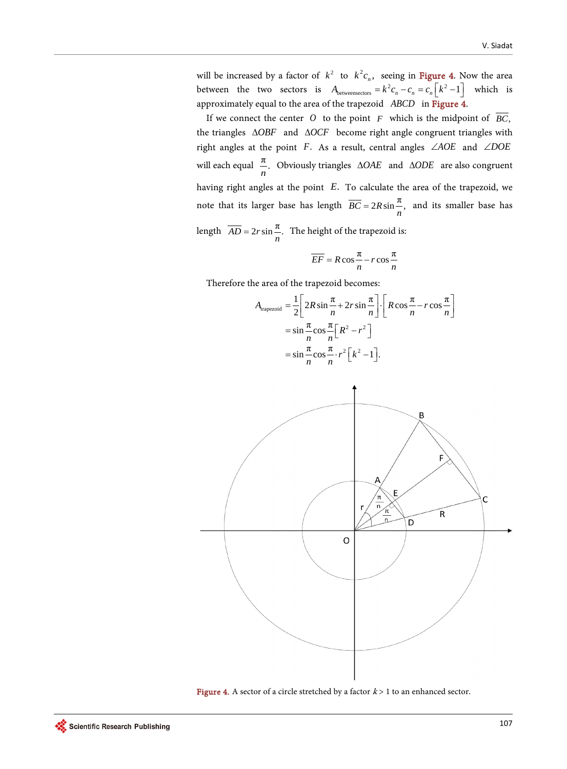will be increased by a factor of $k^2$ to $k^2 c_n$, seeing in Figure 4. Now the area between the two sectors is $A_{\text{betweensectors}} = k^2 c_n - c_n = c_n\left[k^2 - 1\right]$ which is approximately equal to the area of the trapezoid $ABCD$ in Figure 4.

If we connect the center $O$ to the point $F$ which is the midpoint of $\overline{BC}$, the triangles $\Delta OBF$ and $\Delta OCF$ become right angle congruent triangles with right angles at the point $F$. As a result, central angles $\angle AOE$ and $\angle DOE$ will each equal $\frac{\pi}{n}$. Obviously triangles $\Delta OAE$ and $\Delta ODE$ are also congruent having right angles at the point $E$. To calculate the area of the trapezoid, we note that its larger base has length $\overline{BC} = 2R\sin\frac{\pi}{n}$, and its smaller base has length $\overline{AD} = 2r\sin\frac{\pi}{n}$. The height of the trapezoid is:

$$\overline{EF} = R\cos\frac{\pi}{n} - r\cos\frac{\pi}{n}$$

Therefore the area of the trapezoid becomes:

$$\begin{aligned} A_{\text{trapezoid}} &= \frac{1}{2}\left[2R\sin\frac{\pi}{n} + 2r\sin\frac{\pi}{n}\right]\cdot\left[R\cos\frac{\pi}{n} - r\cos\frac{\pi}{n}\right] \\ &= \sin\frac{\pi}{n}\cos\frac{\pi}{n}\left[R^2 - r^2\right] \\ &= \sin\frac{\pi}{n}\cos\frac{\pi}{n}\cdot r^2\left[k^2 - 1\right]. \end{aligned}$$

Figure 4. A sector of a circle stretched by a factor $k > 1$ to an enhanced sector.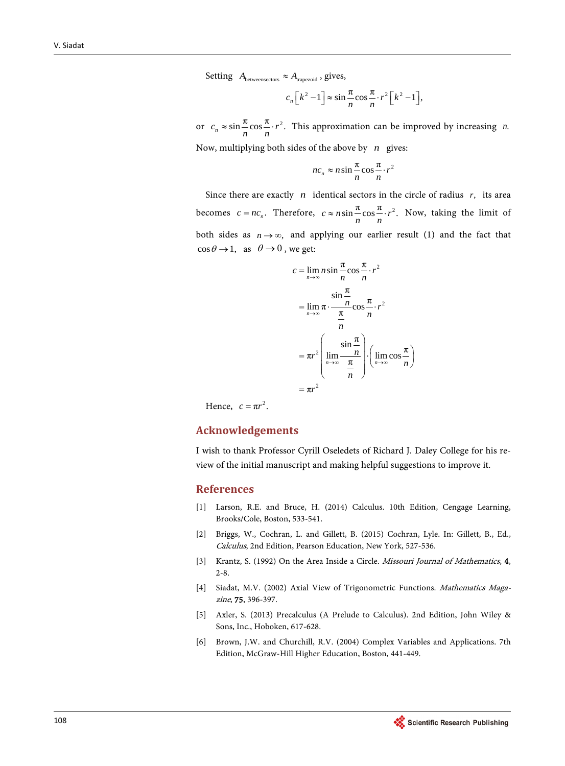Setting $A_{\text{betweensectors}} \approx A_{\text{trapezoid}}$, gives,

$$c_n\left[k^2-1\right] \approx \sin\frac{\pi}{n}\cos\frac{\pi}{n}\cdot r^2\left[k^2-1\right],$$

or $c_n \approx \sin\frac{\pi}{n}\cos\frac{\pi}{n}\cdot r^2$. This approximation can be improved by increasing $n$. Now, multiplying both sides of the above by $n$ gives:

$$nc_n \approx n\sin\frac{\pi}{n}\cos\frac{\pi}{n}\cdot r^2$$

Since there are exactly $n$ identical sectors in the circle of radius $r$, its area becomes $c = nc_n$. Therefore, $c \approx n\sin\frac{\pi}{n}\cos\frac{\pi}{n}\cdot r^2$. Now, taking the limit of both sides as $n \to \infty$, and applying our earlier result (1) and the fact that $\cos\theta \to 1$, as $\theta \to 0$, we get:

$$\begin{aligned}
c &= \lim_{n\to\infty} n\sin\frac{\pi}{n}\cos\frac{\pi}{n}\cdot r^2 \\
&= \lim_{n\to\infty} \pi\cdot\frac{\sin\frac{\pi}{n}}{\frac{\pi}{n}}\cos\frac{\pi}{n}\cdot r^2 \\
&= \pi r^2\left(\lim_{n\to\infty}\frac{\sin\frac{\pi}{n}}{\frac{\pi}{n}}\right)\cdot\left(\lim_{n\to\infty}\cos\frac{\pi}{n}\right) \\
&= \pi r^2
\end{aligned}$$

Hence, $c = \pi r^2$.

## Acknowledgements

I wish to thank Professor Cyrill Oseledets of Richard J. Daley College for his review of the initial manuscript and making helpful suggestions to improve it.

## References

[1] Larson, R.E. and Bruce, H. (2014) Calculus. 10th Edition, Cengage Learning, Brooks/Cole, Boston, 533-541.

[2] Briggs, W., Cochran, L. and Gillett, B. (2015) Cochran, Lyle. In: Gillett, B., Ed., *Calculus*, 2nd Edition, Pearson Education, New York, 527-536.

[3] Krantz, S. (1992) On the Area Inside a Circle. *Missouri Journal of Mathematics*, **4**, 2-8.

[4] Siadat, M.V. (2002) Axial View of Trigonometric Functions. *Mathematics Magazine*, **75**, 396-397.

[5] Axler, S. (2013) Precalculus (A Prelude to Calculus). 2nd Edition, John Wiley & Sons, Inc., Hoboken, 617-628.

[6] Brown, J.W. and Churchill, R.V. (2004) Complex Variables and Applications. 7th Edition, McGraw-Hill Higher Education, Boston, 441-449.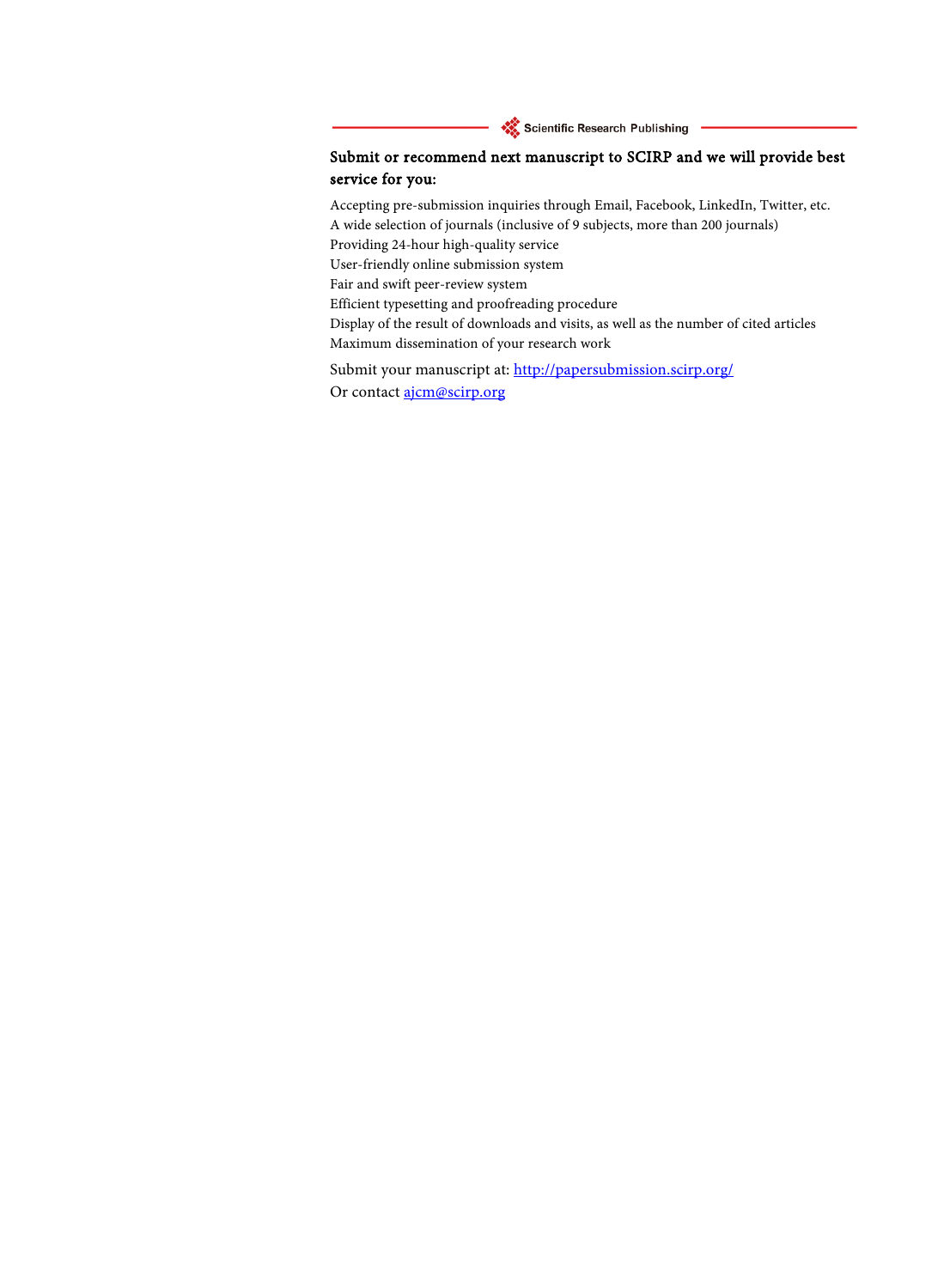Scientific Research Publishing

**Submit or recommend next manuscript to SCIRP and we will provide best service for you:**

Accepting pre-submission inquiries through Email, Facebook, LinkedIn, Twitter, etc.
A wide selection of journals (inclusive of 9 subjects, more than 200 journals)
Providing 24-hour high-quality service
User-friendly online submission system
Fair and swift peer-review system
Efficient typesetting and proofreading procedure
Display of the result of downloads and visits, as well as the number of cited articles
Maximum dissemination of your research work

Submit your manuscript at: http://papersubmission.scirp.org/
Or contact ajcm@scirp.org